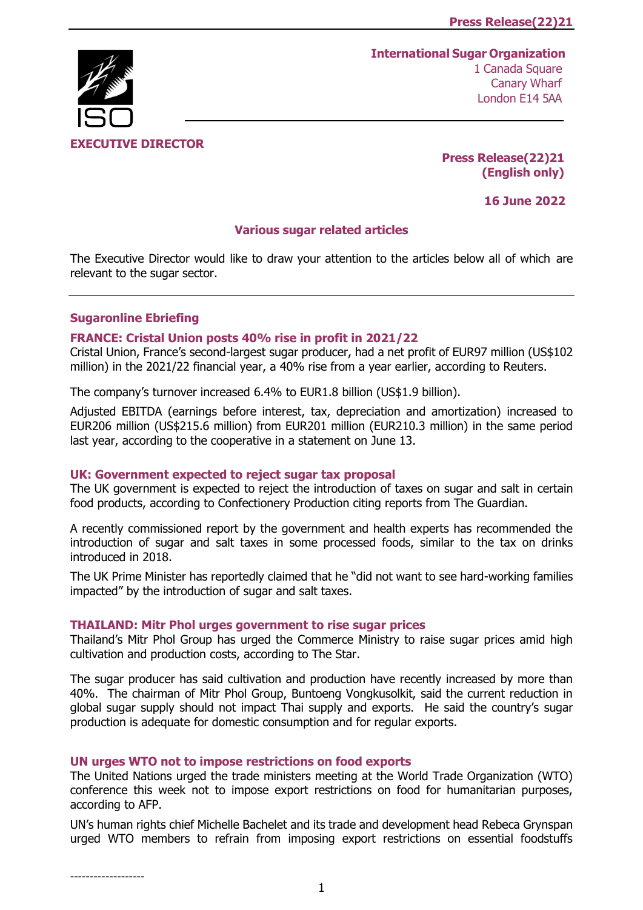**International Sugar Organization**
1 Canada Square
Canary Wharf
London E14 5AA

**EXECUTIVE DIRECTOR**

**Press Release(22)21**
**(English only)**

**16 June 2022**

## Various sugar related articles

The Executive Director would like to draw your attention to the articles below all of which are relevant to the sugar sector.

---

### Sugaronline Ebriefing

#### FRANCE: Cristal Union posts 40% rise in profit in 2021/22

Cristal Union, France's second-largest sugar producer, had a net profit of EUR97 million (US$102 million) in the 2021/22 financial year, a 40% rise from a year earlier, according to Reuters.

The company's turnover increased 6.4% to EUR1.8 billion (US$1.9 billion).

Adjusted EBITDA (earnings before interest, tax, depreciation and amortization) increased to EUR206 million (US$215.6 million) from EUR201 million (EUR210.3 million) in the same period last year, according to the cooperative in a statement on June 13.

#### UK: Government expected to reject sugar tax proposal

The UK government is expected to reject the introduction of taxes on sugar and salt in certain food products, according to Confectionery Production citing reports from The Guardian.

A recently commissioned report by the government and health experts has recommended the introduction of sugar and salt taxes in some processed foods, similar to the tax on drinks introduced in 2018.

The UK Prime Minister has reportedly claimed that he "did not want to see hard-working families impacted" by the introduction of sugar and salt taxes.

#### THAILAND: Mitr Phol urges government to rise sugar prices

Thailand's Mitr Phol Group has urged the Commerce Ministry to raise sugar prices amid high cultivation and production costs, according to The Star.

The sugar producer has said cultivation and production have recently increased by more than 40%. The chairman of Mitr Phol Group, Buntoeng Vongkusolkit, said the current reduction in global sugar supply should not impact Thai supply and exports. He said the country's sugar production is adequate for domestic consumption and for regular exports.

#### UN urges WTO not to impose restrictions on food exports

The United Nations urged the trade ministers meeting at the World Trade Organization (WTO) conference this week not to impose export restrictions on food for humanitarian purposes, according to AFP.

UN's human rights chief Michelle Bachelet and its trade and development head Rebeca Grynspan urged WTO members to refrain from imposing export restrictions on essential foodstuffs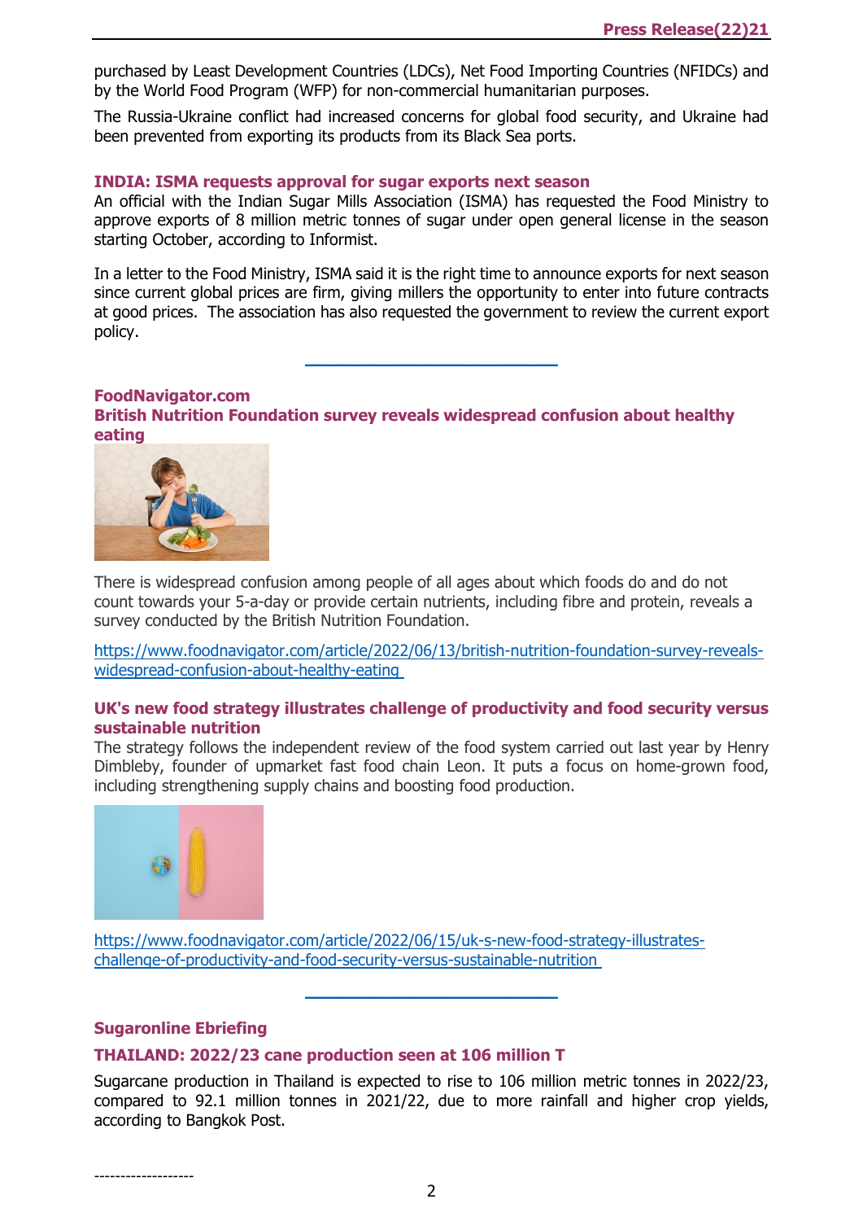purchased by Least Development Countries (LDCs), Net Food Importing Countries (NFIDCs) and by the World Food Program (WFP) for non-commercial humanitarian purposes.

The Russia-Ukraine conflict had increased concerns for global food security, and Ukraine had been prevented from exporting its products from its Black Sea ports.

### INDIA: ISMA requests approval for sugar exports next season

An official with the Indian Sugar Mills Association (ISMA) has requested the Food Ministry to approve exports of 8 million metric tonnes of sugar under open general license in the season starting October, according to Informist.

In a letter to the Food Ministry, ISMA said it is the right time to announce exports for next season since current global prices are firm, giving millers the opportunity to enter into future contracts at good prices. The association has also requested the government to review the current export policy.

---

## FoodNavigator.com

### British Nutrition Foundation survey reveals widespread confusion about healthy eating

There is widespread confusion among people of all ages about which foods do and do not count towards your 5-a-day or provide certain nutrients, including fibre and protein, reveals a survey conducted by the British Nutrition Foundation.

https://www.foodnavigator.com/article/2022/06/13/british-nutrition-foundation-survey-reveals-widespread-confusion-about-healthy-eating

### UK's new food strategy illustrates challenge of productivity and food security versus sustainable nutrition

The strategy follows the independent review of the food system carried out last year by Henry Dimbleby, founder of upmarket fast food chain Leon. It puts a focus on home-grown food, including strengthening supply chains and boosting food production.

https://www.foodnavigator.com/article/2022/06/15/uk-s-new-food-strategy-illustrates-challenge-of-productivity-and-food-security-versus-sustainable-nutrition

---

## Sugaronline Ebriefing

### THAILAND: 2022/23 cane production seen at 106 million T

Sugarcane production in Thailand is expected to rise to 106 million metric tonnes in 2022/23, compared to 92.1 million tonnes in 2021/22, due to more rainfall and higher crop yields, according to Bangkok Post.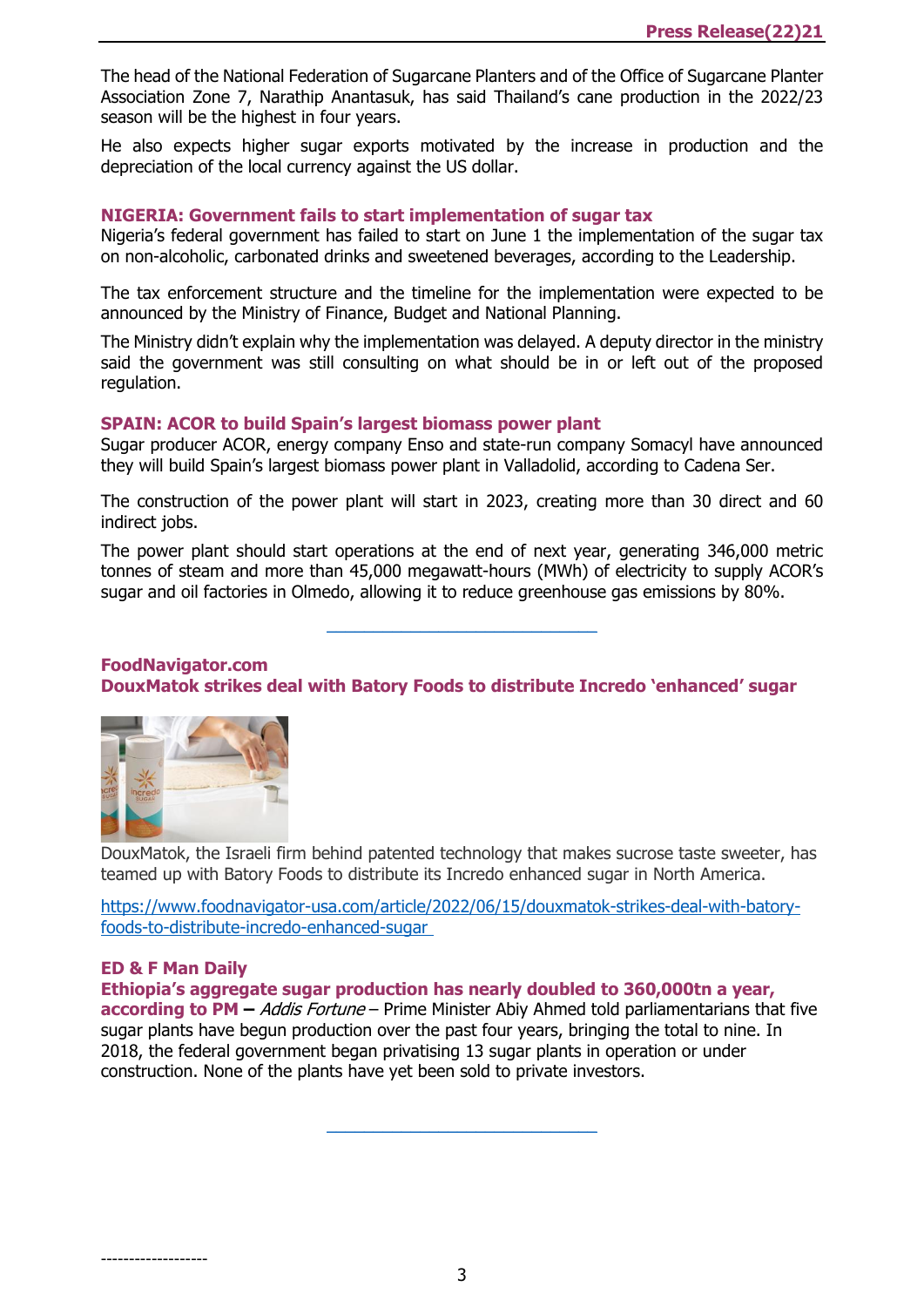The head of the National Federation of Sugarcane Planters and of the Office of Sugarcane Planter Association Zone 7, Narathip Anantasuk, has said Thailand's cane production in the 2022/23 season will be the highest in four years.

He also expects higher sugar exports motivated by the increase in production and the depreciation of the local currency against the US dollar.

**NIGERIA: Government fails to start implementation of sugar tax**

Nigeria's federal government has failed to start on June 1 the implementation of the sugar tax on non-alcoholic, carbonated drinks and sweetened beverages, according to the Leadership.

The tax enforcement structure and the timeline for the implementation were expected to be announced by the Ministry of Finance, Budget and National Planning.

The Ministry didn't explain why the implementation was delayed. A deputy director in the ministry said the government was still consulting on what should be in or left out of the proposed regulation.

**SPAIN: ACOR to build Spain's largest biomass power plant**

Sugar producer ACOR, energy company Enso and state-run company Somacyl have announced they will build Spain's largest biomass power plant in Valladolid, according to Cadena Ser.

The construction of the power plant will start in 2023, creating more than 30 direct and 60 indirect jobs.

The power plant should start operations at the end of next year, generating 346,000 metric tonnes of steam and more than 45,000 megawatt-hours (MWh) of electricity to supply ACOR's sugar and oil factories in Olmedo, allowing it to reduce greenhouse gas emissions by 80%.

---

**FoodNavigator.com**

**DouxMatok strikes deal with Batory Foods to distribute Incredo 'enhanced' sugar**

DouxMatok, the Israeli firm behind patented technology that makes sucrose taste sweeter, has teamed up with Batory Foods to distribute its Incredo enhanced sugar in North America.

https://www.foodnavigator-usa.com/article/2022/06/15/douxmatok-strikes-deal-with-batory-foods-to-distribute-incredo-enhanced-sugar

**ED & F Man Daily**

**Ethiopia's aggregate sugar production has nearly doubled to 360,000tn a year, according to PM –** *Addis Fortune* – Prime Minister Abiy Ahmed told parliamentarians that five sugar plants have begun production over the past four years, bringing the total to nine. In 2018, the federal government began privatising 13 sugar plants in operation or under construction. None of the plants have yet been sold to private investors.

---

-------------------